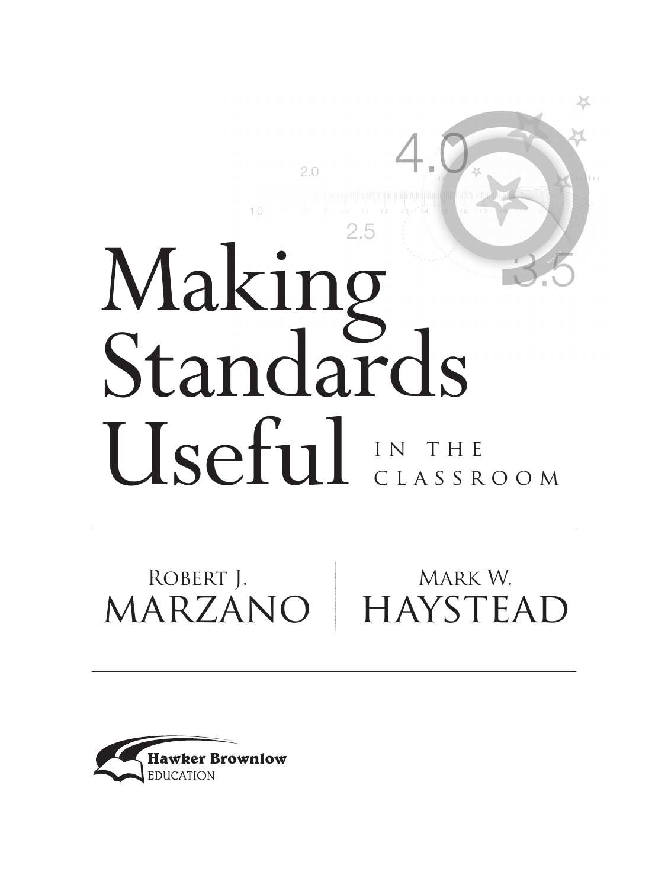# Making Standards Useful in the Classroom

Robert J. Marzano | Mark W. Haystead

Hawker Brownlow Education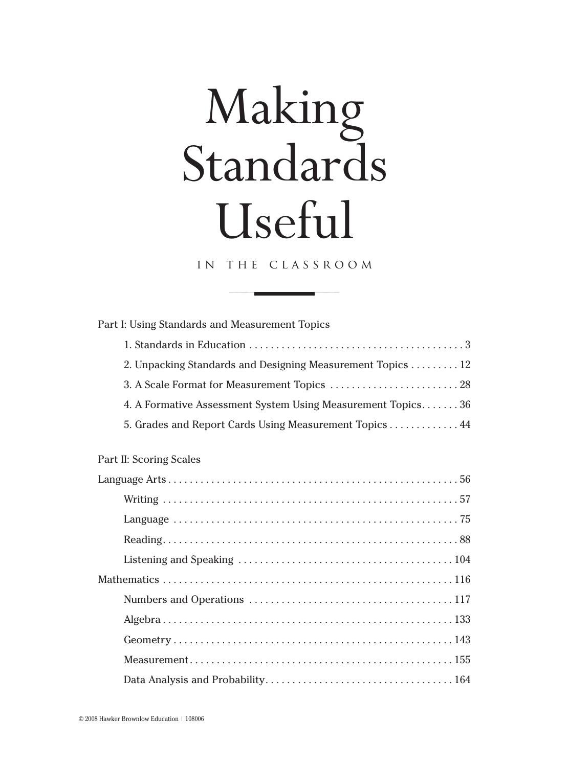# Making Standards Useful

## IN THE CLASSROOM

Part I: Using Standards and Measurement Topics

- 1. Standards in Education . . . . . . . . . . 3
- 2. Unpacking Standards and Designing Measurement Topics . . . . . . . . . . 12
- 3. A Scale Format for Measurement Topics . . . . . . . . . . 28
- 4. A Formative Assessment System Using Measurement Topics . . . . . . . . . . 36
- 5. Grades and Report Cards Using Measurement Topics . . . . . . . . . . 44

Part II: Scoring Scales

Language Arts . . . . . . . . . . 56

- Writing . . . . . . . . . . 57
- Language . . . . . . . . . . 75
- Reading . . . . . . . . . . 88
- Listening and Speaking . . . . . . . . . . 104

Mathematics . . . . . . . . . . 116

- Numbers and Operations . . . . . . . . . . 117
- Algebra . . . . . . . . . . 133
- Geometry . . . . . . . . . . 143
- Measurement . . . . . . . . . . 155
- Data Analysis and Probability . . . . . . . . . . 164

© 2008 Hawker Brownlow Education | 108006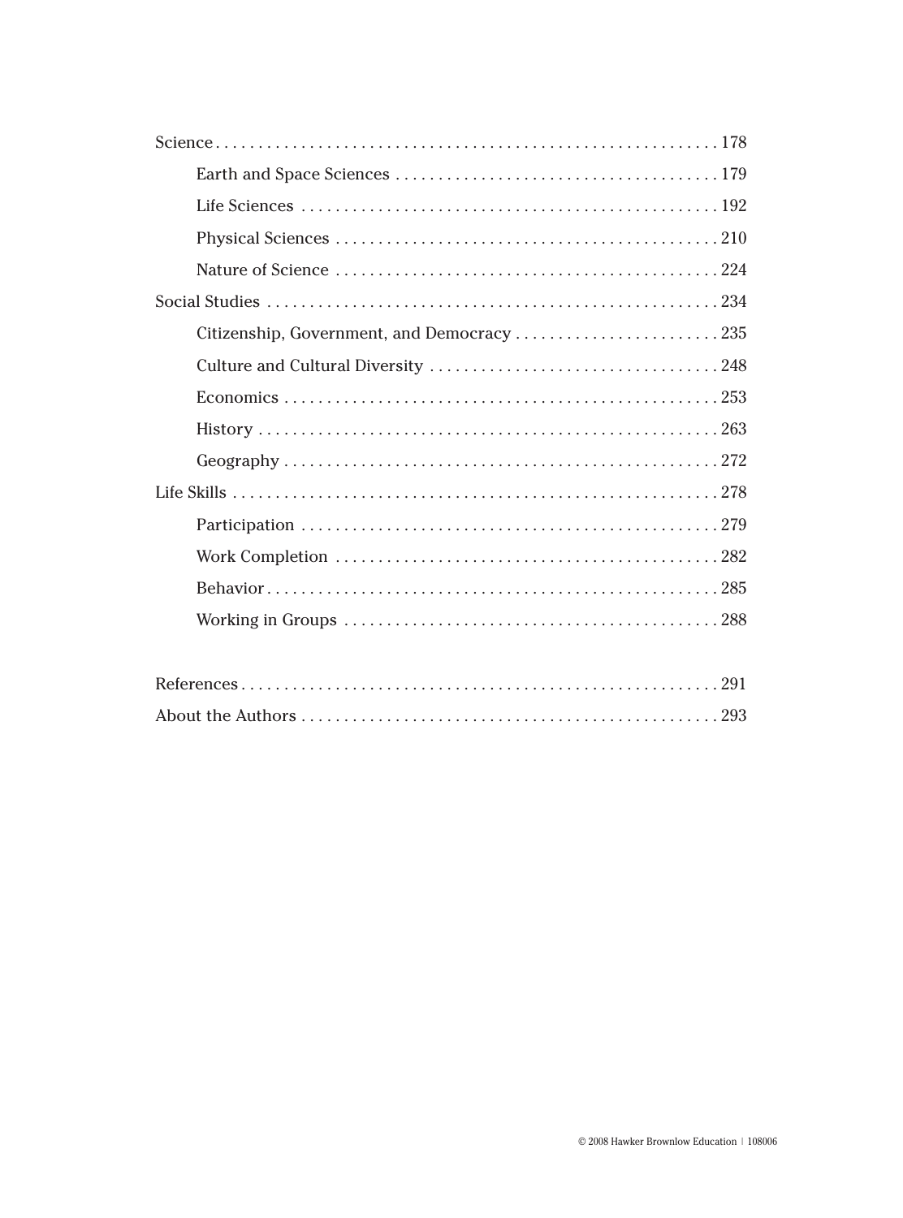Science . . . . . . . . . . . . . . . . . . . . . . . . . . . . . . . . . . . . . . . . . . . . . . . . . . . . . . . . . 178

- Earth and Space Sciences . . . . . . . . . . . . . . . . . . . . . . . . . . . . . . . . . . . . . 179
- Life Sciences . . . . . . . . . . . . . . . . . . . . . . . . . . . . . . . . . . . . . . . . . . . . . . . 192
- Physical Sciences . . . . . . . . . . . . . . . . . . . . . . . . . . . . . . . . . . . . . . . . . . . 210
- Nature of Science . . . . . . . . . . . . . . . . . . . . . . . . . . . . . . . . . . . . . . . . . . . 224

Social Studies . . . . . . . . . . . . . . . . . . . . . . . . . . . . . . . . . . . . . . . . . . . . . . . . . . . 234

- Citizenship, Government, and Democracy . . . . . . . . . . . . . . . . . . . . . . . . 235
- Culture and Cultural Diversity . . . . . . . . . . . . . . . . . . . . . . . . . . . . . . . . . 248
- Economics . . . . . . . . . . . . . . . . . . . . . . . . . . . . . . . . . . . . . . . . . . . . . . . . . 253
- History . . . . . . . . . . . . . . . . . . . . . . . . . . . . . . . . . . . . . . . . . . . . . . . . . . . . 263
- Geography . . . . . . . . . . . . . . . . . . . . . . . . . . . . . . . . . . . . . . . . . . . . . . . . . 272

Life Skills . . . . . . . . . . . . . . . . . . . . . . . . . . . . . . . . . . . . . . . . . . . . . . . . . . . . . . . 278

- Participation . . . . . . . . . . . . . . . . . . . . . . . . . . . . . . . . . . . . . . . . . . . . . . . 279
- Work Completion . . . . . . . . . . . . . . . . . . . . . . . . . . . . . . . . . . . . . . . . . . . 282
- Behavior . . . . . . . . . . . . . . . . . . . . . . . . . . . . . . . . . . . . . . . . . . . . . . . . . . . 285
- Working in Groups . . . . . . . . . . . . . . . . . . . . . . . . . . . . . . . . . . . . . . . . . . 288

References . . . . . . . . . . . . . . . . . . . . . . . . . . . . . . . . . . . . . . . . . . . . . . . . . . . . . . 291

About the Authors . . . . . . . . . . . . . . . . . . . . . . . . . . . . . . . . . . . . . . . . . . . . . . . 293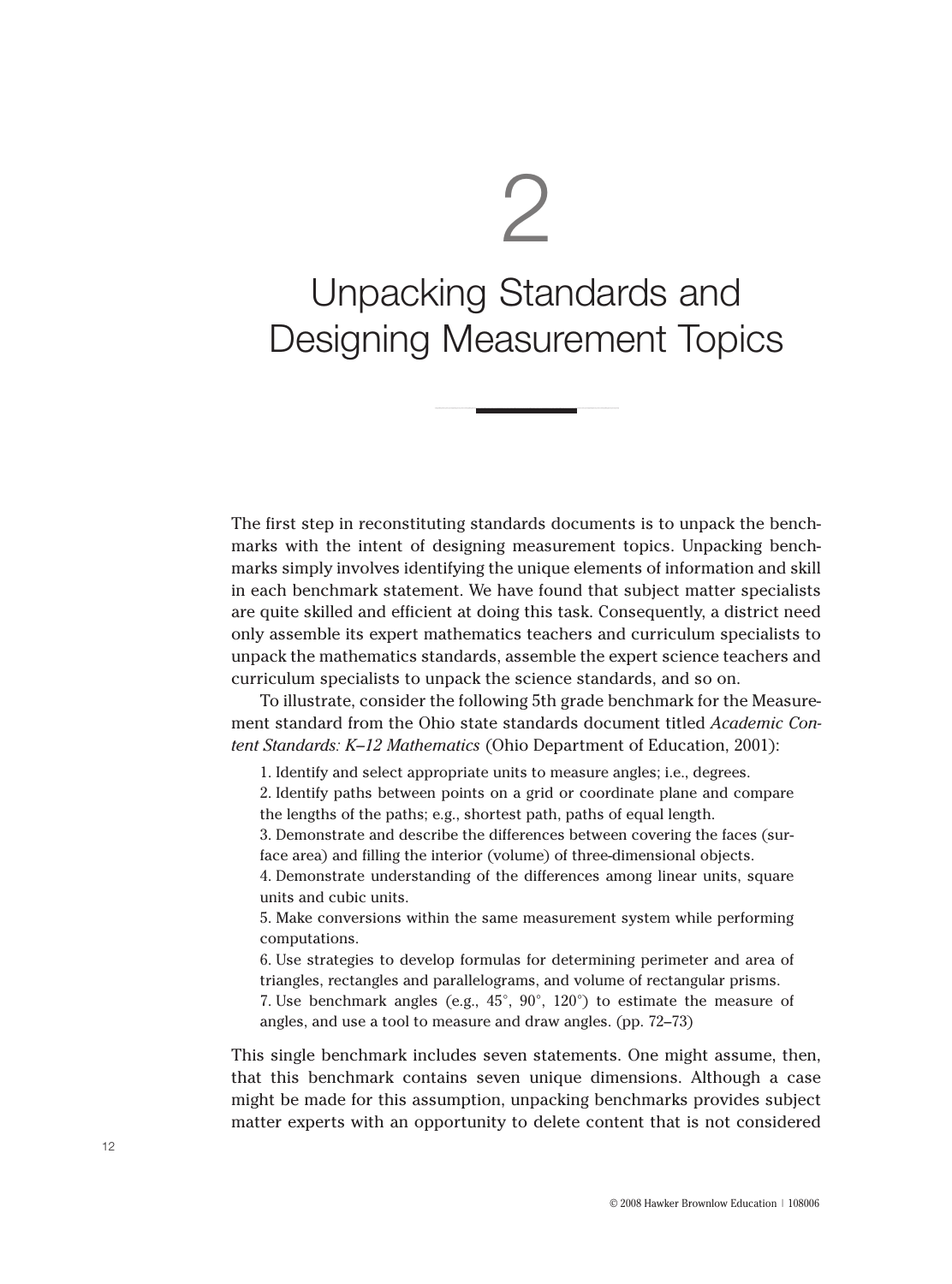# 2

# Unpacking Standards and Designing Measurement Topics

The first step in reconstituting standards documents is to unpack the benchmarks with the intent of designing measurement topics. Unpacking benchmarks simply involves identifying the unique elements of information and skill in each benchmark statement. We have found that subject matter specialists are quite skilled and efficient at doing this task. Consequently, a district need only assemble its expert mathematics teachers and curriculum specialists to unpack the mathematics standards, assemble the expert science teachers and curriculum specialists to unpack the science standards, and so on.

To illustrate, consider the following 5th grade benchmark for the Measurement standard from the Ohio state standards document titled *Academic Content Standards: K–12 Mathematics* (Ohio Department of Education, 2001):

> 1. Identify and select appropriate units to measure angles; i.e., degrees.
> 2. Identify paths between points on a grid or coordinate plane and compare the lengths of the paths; e.g., shortest path, paths of equal length.
> 3. Demonstrate and describe the differences between covering the faces (surface area) and filling the interior (volume) of three-dimensional objects.
> 4. Demonstrate understanding of the differences among linear units, square units and cubic units.
> 5. Make conversions within the same measurement system while performing computations.
> 6. Use strategies to develop formulas for determining perimeter and area of triangles, rectangles and parallelograms, and volume of rectangular prisms.
> 7. Use benchmark angles (e.g., 45°, 90°, 120°) to estimate the measure of angles, and use a tool to measure and draw angles. (pp. 72–73)

This single benchmark includes seven statements. One might assume, then, that this benchmark contains seven unique dimensions. Although a case might be made for this assumption, unpacking benchmarks provides subject matter experts with an opportunity to delete content that is not considered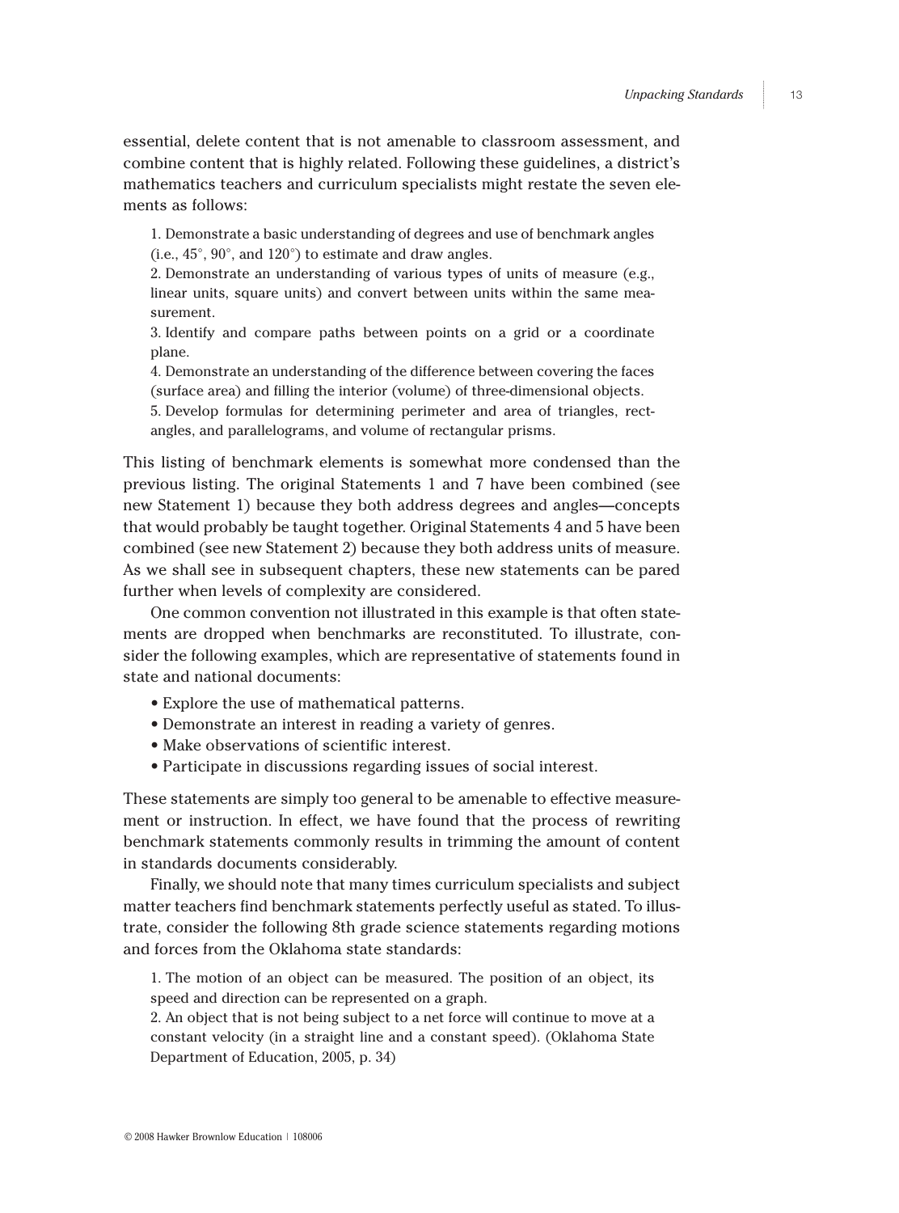essential, delete content that is not amenable to classroom assessment, and combine content that is highly related. Following these guidelines, a district's mathematics teachers and curriculum specialists might restate the seven elements as follows:

> 1. Demonstrate a basic understanding of degrees and use of benchmark angles (i.e., 45°, 90°, and 120°) to estimate and draw angles.
> 2. Demonstrate an understanding of various types of units of measure (e.g., linear units, square units) and convert between units within the same measurement.
> 3. Identify and compare paths between points on a grid or a coordinate plane.
> 4. Demonstrate an understanding of the difference between covering the faces (surface area) and filling the interior (volume) of three-dimensional objects.
> 5. Develop formulas for determining perimeter and area of triangles, rectangles, and parallelograms, and volume of rectangular prisms.

This listing of benchmark elements is somewhat more condensed than the previous listing. The original Statements 1 and 7 have been combined (see new Statement 1) because they both address degrees and angles—concepts that would probably be taught together. Original Statements 4 and 5 have been combined (see new Statement 2) because they both address units of measure. As we shall see in subsequent chapters, these new statements can be pared further when levels of complexity are considered.

One common convention not illustrated in this example is that often statements are dropped when benchmarks are reconstituted. To illustrate, consider the following examples, which are representative of statements found in state and national documents:

- Explore the use of mathematical patterns.
- Demonstrate an interest in reading a variety of genres.
- Make observations of scientific interest.
- Participate in discussions regarding issues of social interest.

These statements are simply too general to be amenable to effective measurement or instruction. In effect, we have found that the process of rewriting benchmark statements commonly results in trimming the amount of content in standards documents considerably.

Finally, we should note that many times curriculum specialists and subject matter teachers find benchmark statements perfectly useful as stated. To illustrate, consider the following 8th grade science statements regarding motions and forces from the Oklahoma state standards:

> 1. The motion of an object can be measured. The position of an object, its speed and direction can be represented on a graph.
> 2. An object that is not being subject to a net force will continue to move at a constant velocity (in a straight line and a constant speed). (Oklahoma State Department of Education, 2005, p. 34)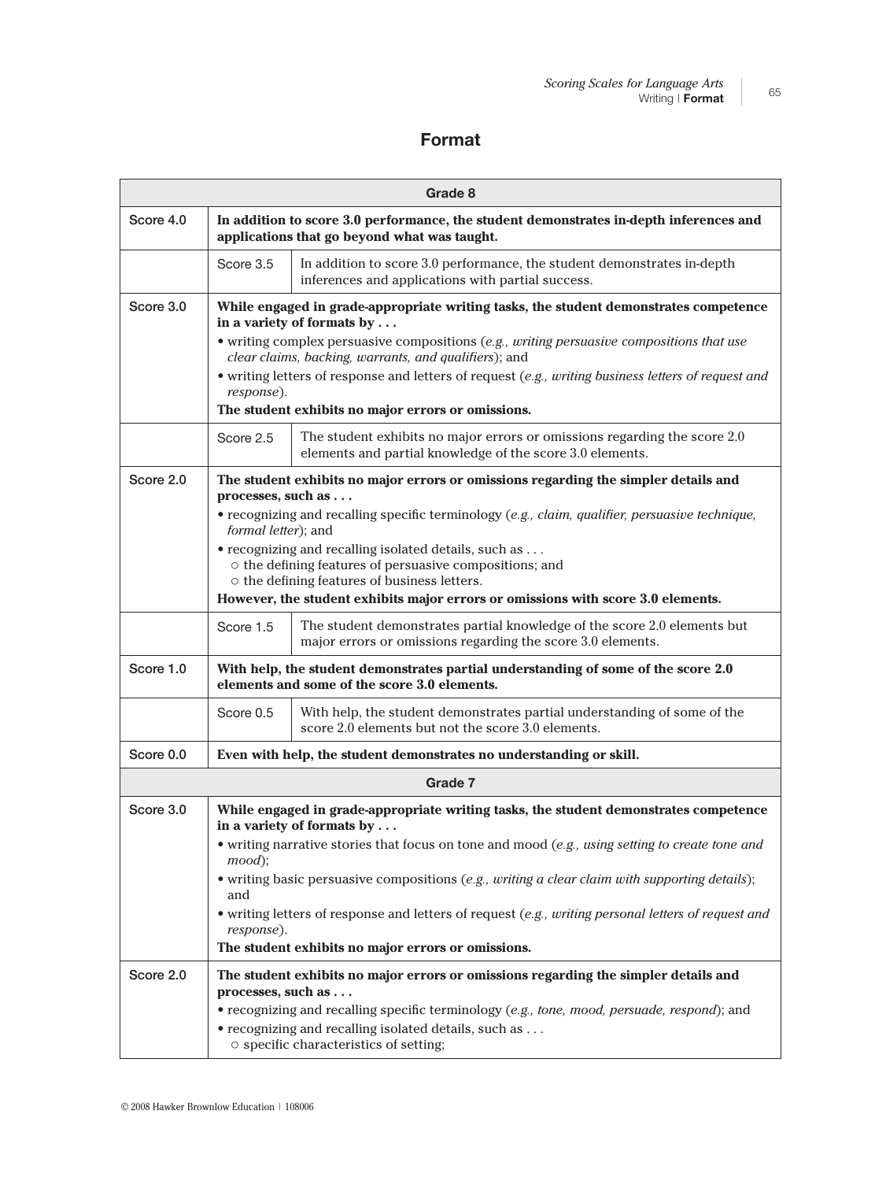# Format

| | | |
|---|---|---|
| **Grade 8** | | |
| Score 4.0 | **In addition to score 3.0 performance, the student demonstrates in-depth inferences and applications that go beyond what was taught.** | |
| | Score 3.5 | In addition to score 3.0 performance, the student demonstrates in-depth inferences and applications with partial success. |
| Score 3.0 | **While engaged in grade-appropriate writing tasks, the student demonstrates competence in a variety of formats by . . .** <br>• writing complex persuasive compositions (*e.g., writing persuasive compositions that use clear claims, backing, warrants, and qualifiers*); and <br>• writing letters of response and letters of request (*e.g., writing business letters of request and response*). <br>**The student exhibits no major errors or omissions.** | |
| | Score 2.5 | The student exhibits no major errors or omissions regarding the score 2.0 elements and partial knowledge of the score 3.0 elements. |
| Score 2.0 | **The student exhibits no major errors or omissions regarding the simpler details and processes, such as . . .** <br>• recognizing and recalling specific terminology (*e.g., claim, qualifier, persuasive technique, formal letter*); and <br>• recognizing and recalling isolated details, such as . . . <br>○ the defining features of persuasive compositions; and <br>○ the defining features of business letters. <br>**However, the student exhibits major errors or omissions with score 3.0 elements.** | |
| | Score 1.5 | The student demonstrates partial knowledge of the score 2.0 elements but major errors or omissions regarding the score 3.0 elements. |
| Score 1.0 | **With help, the student demonstrates partial understanding of some of the score 2.0 elements and some of the score 3.0 elements.** | |
| | Score 0.5 | With help, the student demonstrates partial understanding of some of the score 2.0 elements but not the score 3.0 elements. |
| Score 0.0 | **Even with help, the student demonstrates no understanding or skill.** | |
| **Grade 7** | | |
| Score 3.0 | **While engaged in grade-appropriate writing tasks, the student demonstrates competence in a variety of formats by . . .** <br>• writing narrative stories that focus on tone and mood (*e.g., using setting to create tone and mood*); <br>• writing basic persuasive compositions (*e.g., writing a clear claim with supporting details*); and <br>• writing letters of response and letters of request (*e.g., writing personal letters of request and response*). <br>**The student exhibits no major errors or omissions.** | |
| Score 2.0 | **The student exhibits no major errors or omissions regarding the simpler details and processes, such as . . .** <br>• recognizing and recalling specific terminology (*e.g., tone, mood, persuade, respond*); and <br>• recognizing and recalling isolated details, such as . . . <br>○ specific characteristics of setting; | |

© 2008 Hawker Brownlow Education | 108006